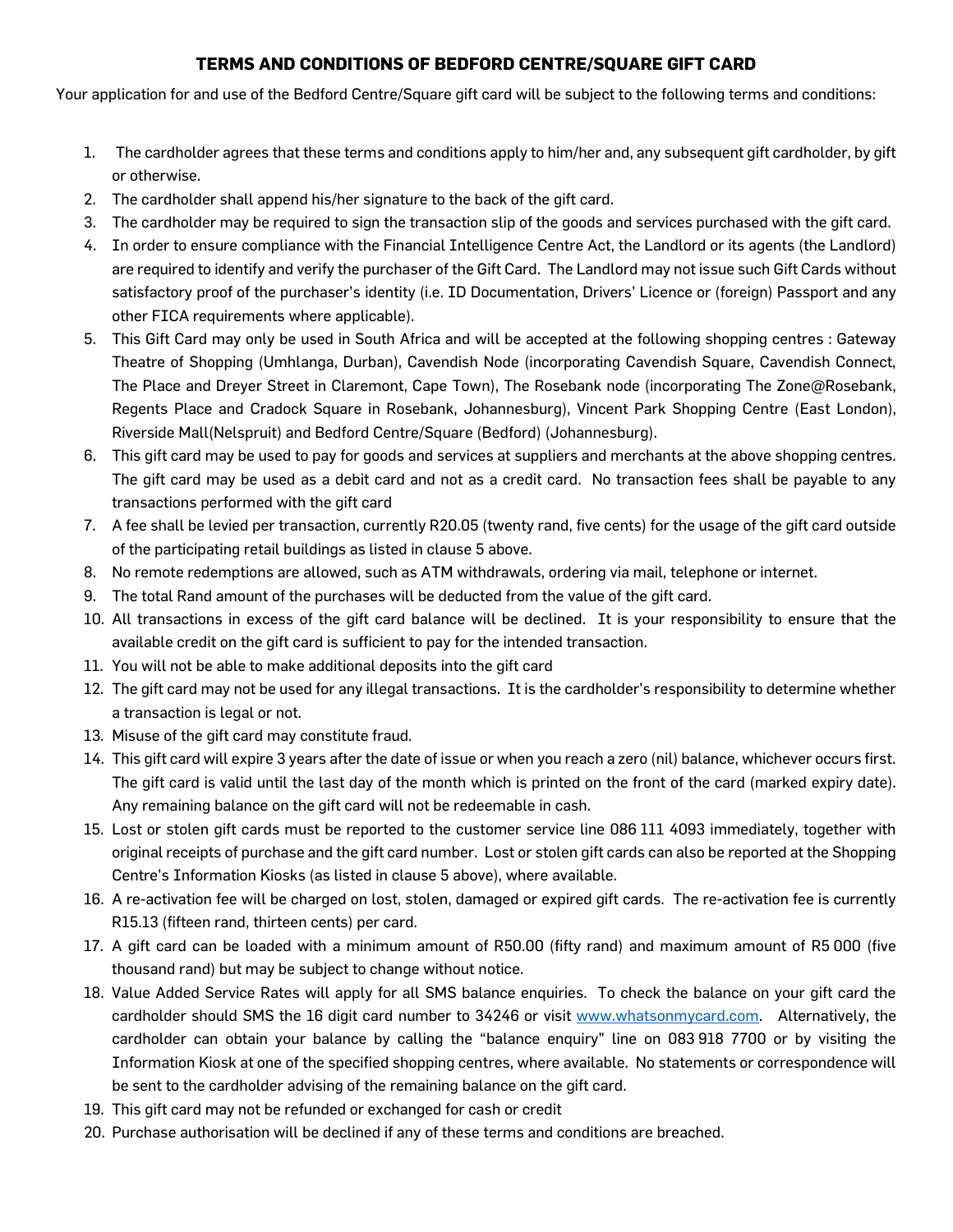# TERMS AND CONDITIONS OF BEDFORD CENTRE/SQUARE GIFT CARD

Your application for and use of the Bedford Centre/Square gift card will be subject to the following terms and conditions:

1. The cardholder agrees that these terms and conditions apply to him/her and, any subsequent gift cardholder, by gift or otherwise.
2. The cardholder shall append his/her signature to the back of the gift card.
3. The cardholder may be required to sign the transaction slip of the goods and services purchased with the gift card.
4. In order to ensure compliance with the Financial Intelligence Centre Act, the Landlord or its agents (the Landlord) are required to identify and verify the purchaser of the Gift Card. The Landlord may not issue such Gift Cards without satisfactory proof of the purchaser's identity (i.e. ID Documentation, Drivers' Licence or (foreign) Passport and any other FICA requirements where applicable).
5. This Gift Card may only be used in South Africa and will be accepted at the following shopping centres : Gateway Theatre of Shopping (Umhlanga, Durban), Cavendish Node (incorporating Cavendish Square, Cavendish Connect, The Place and Dreyer Street in Claremont, Cape Town), The Rosebank node (incorporating The Zone@Rosebank, Regents Place and Cradock Square in Rosebank, Johannesburg), Vincent Park Shopping Centre (East London), Riverside Mall(Nelspruit) and Bedford Centre/Square (Bedford) (Johannesburg).
6. This gift card may be used to pay for goods and services at suppliers and merchants at the above shopping centres. The gift card may be used as a debit card and not as a credit card. No transaction fees shall be payable to any transactions performed with the gift card
7. A fee shall be levied per transaction, currently R20.05 (twenty rand, five cents) for the usage of the gift card outside of the participating retail buildings as listed in clause 5 above.
8. No remote redemptions are allowed, such as ATM withdrawals, ordering via mail, telephone or internet.
9. The total Rand amount of the purchases will be deducted from the value of the gift card.
10. All transactions in excess of the gift card balance will be declined. It is your responsibility to ensure that the available credit on the gift card is sufficient to pay for the intended transaction.
11. You will not be able to make additional deposits into the gift card
12. The gift card may not be used for any illegal transactions. It is the cardholder's responsibility to determine whether a transaction is legal or not.
13. Misuse of the gift card may constitute fraud.
14. This gift card will expire 3 years after the date of issue or when you reach a zero (nil) balance, whichever occurs first. The gift card is valid until the last day of the month which is printed on the front of the card (marked expiry date). Any remaining balance on the gift card will not be redeemable in cash.
15. Lost or stolen gift cards must be reported to the customer service line 086 111 4093 immediately, together with original receipts of purchase and the gift card number. Lost or stolen gift cards can also be reported at the Shopping Centre's Information Kiosks (as listed in clause 5 above), where available.
16. A re-activation fee will be charged on lost, stolen, damaged or expired gift cards. The re-activation fee is currently R15.13 (fifteen rand, thirteen cents) per card.
17. A gift card can be loaded with a minimum amount of R50.00 (fifty rand) and maximum amount of R5 000 (five thousand rand) but may be subject to change without notice.
18. Value Added Service Rates will apply for all SMS balance enquiries. To check the balance on your gift card the cardholder should SMS the 16 digit card number to 34246 or visit [www.whatsonmycard.com](http://www.whatsonmycard.com). Alternatively, the cardholder can obtain your balance by calling the "balance enquiry" line on 083 918 7700 or by visiting the Information Kiosk at one of the specified shopping centres, where available. No statements or correspondence will be sent to the cardholder advising of the remaining balance on the gift card.
19. This gift card may not be refunded or exchanged for cash or credit
20. Purchase authorisation will be declined if any of these terms and conditions are breached.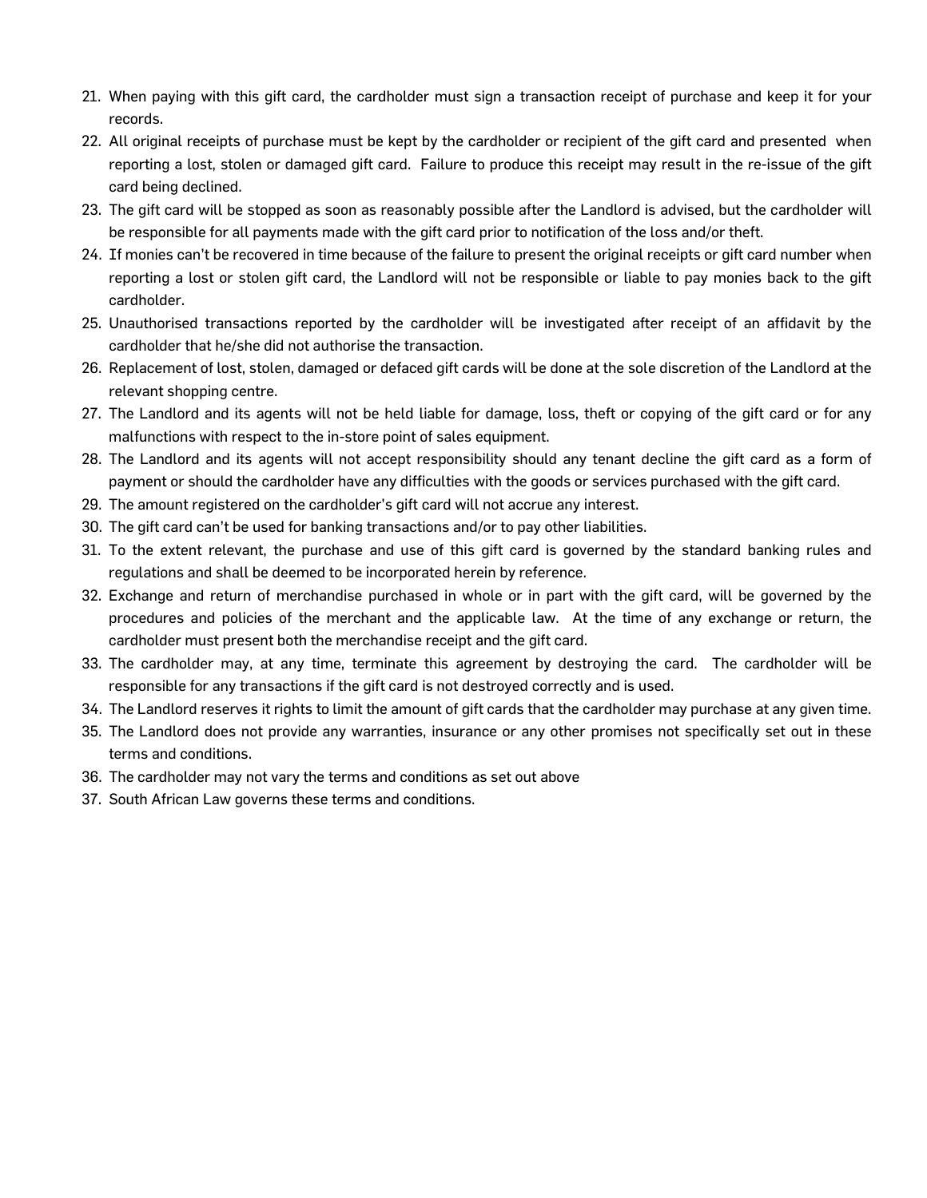21. When paying with this gift card, the cardholder must sign a transaction receipt of purchase and keep it for your records.
22. All original receipts of purchase must be kept by the cardholder or recipient of the gift card and presented when reporting a lost, stolen or damaged gift card. Failure to produce this receipt may result in the re-issue of the gift card being declined.
23. The gift card will be stopped as soon as reasonably possible after the Landlord is advised, but the cardholder will be responsible for all payments made with the gift card prior to notification of the loss and/or theft.
24. If monies can't be recovered in time because of the failure to present the original receipts or gift card number when reporting a lost or stolen gift card, the Landlord will not be responsible or liable to pay monies back to the gift cardholder.
25. Unauthorised transactions reported by the cardholder will be investigated after receipt of an affidavit by the cardholder that he/she did not authorise the transaction.
26. Replacement of lost, stolen, damaged or defaced gift cards will be done at the sole discretion of the Landlord at the relevant shopping centre.
27. The Landlord and its agents will not be held liable for damage, loss, theft or copying of the gift card or for any malfunctions with respect to the in-store point of sales equipment.
28. The Landlord and its agents will not accept responsibility should any tenant decline the gift card as a form of payment or should the cardholder have any difficulties with the goods or services purchased with the gift card.
29. The amount registered on the cardholder's gift card will not accrue any interest.
30. The gift card can't be used for banking transactions and/or to pay other liabilities.
31. To the extent relevant, the purchase and use of this gift card is governed by the standard banking rules and regulations and shall be deemed to be incorporated herein by reference.
32. Exchange and return of merchandise purchased in whole or in part with the gift card, will be governed by the procedures and policies of the merchant and the applicable law. At the time of any exchange or return, the cardholder must present both the merchandise receipt and the gift card.
33. The cardholder may, at any time, terminate this agreement by destroying the card. The cardholder will be responsible for any transactions if the gift card is not destroyed correctly and is used.
34. The Landlord reserves it rights to limit the amount of gift cards that the cardholder may purchase at any given time.
35. The Landlord does not provide any warranties, insurance or any other promises not specifically set out in these terms and conditions.
36. The cardholder may not vary the terms and conditions as set out above
37. South African Law governs these terms and conditions.